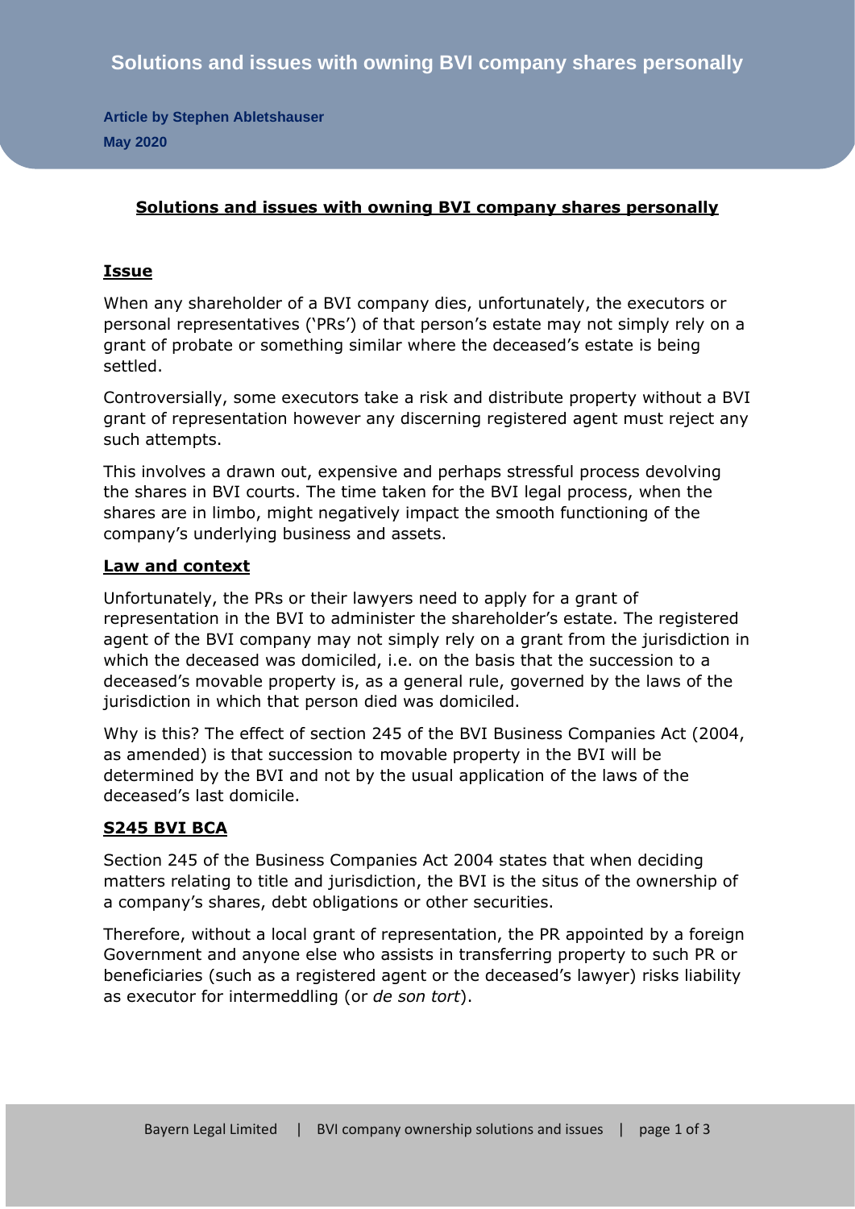# Solutions and issues with owning BVI company shares personally

**Article by Stephen Abletshauser**

**May 2020**

## Solutions and issues with owning BVI company shares personally

### Issue

When any shareholder of a BVI company dies, unfortunately, the executors or personal representatives ('PRs') of that person's estate may not simply rely on a grant of probate or something similar where the deceased's estate is being settled.

Controversially, some executors take a risk and distribute property without a BVI grant of representation however any discerning registered agent must reject any such attempts.

This involves a drawn out, expensive and perhaps stressful process devolving the shares in BVI courts. The time taken for the BVI legal process, when the shares are in limbo, might negatively impact the smooth functioning of the company's underlying business and assets.

### Law and context

Unfortunately, the PRs or their lawyers need to apply for a grant of representation in the BVI to administer the shareholder's estate. The registered agent of the BVI company may not simply rely on a grant from the jurisdiction in which the deceased was domiciled, i.e. on the basis that the succession to a deceased's movable property is, as a general rule, governed by the laws of the jurisdiction in which that person died was domiciled.

Why is this? The effect of section 245 of the BVI Business Companies Act (2004, as amended) is that succession to movable property in the BVI will be determined by the BVI and not by the usual application of the laws of the deceased's last domicile.

### S245 BVI BCA

Section 245 of the Business Companies Act 2004 states that when deciding matters relating to title and jurisdiction, the BVI is the situs of the ownership of a company's shares, debt obligations or other securities.

Therefore, without a local grant of representation, the PR appointed by a foreign Government and anyone else who assists in transferring property to such PR or beneficiaries (such as a registered agent or the deceased's lawyer) risks liability as executor for intermeddling (or *de son tort*).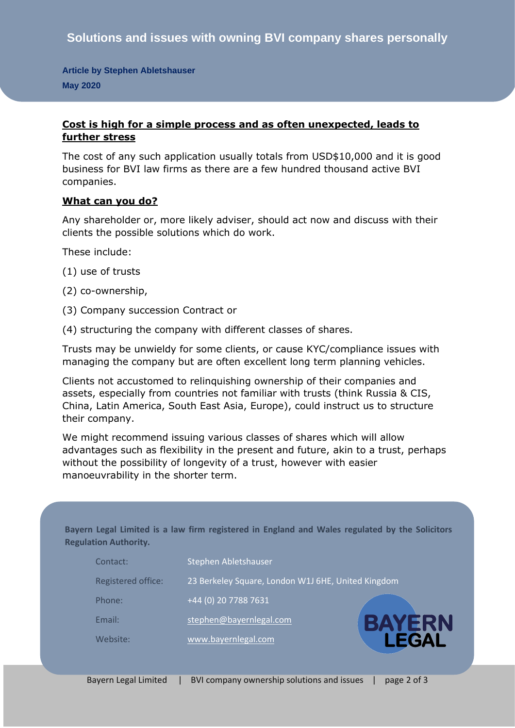# Solutions and issues with owning BVI company shares personally

**Article by Stephen Abletshauser**

**May 2020**

**Cost is high for a simple process and as often unexpected, leads to further stress**

The cost of any such application usually totals from USD$10,000 and it is good business for BVI law firms as there are a few hundred thousand active BVI companies.

**What can you do?**

Any shareholder or, more likely adviser, should act now and discuss with their clients the possible solutions which do work.

These include:

(1) use of trusts

(2) co-ownership,

(3) Company succession Contract or

(4) structuring the company with different classes of shares.

Trusts may be unwieldy for some clients, or cause KYC/compliance issues with managing the company but are often excellent long term planning vehicles.

Clients not accustomed to relinquishing ownership of their companies and assets, especially from countries not familiar with trusts (think Russia & CIS, China, Latin America, South East Asia, Europe), could instruct us to structure their company.

We might recommend issuing various classes of shares which will allow advantages such as flexibility in the present and future, akin to a trust, perhaps without the possibility of longevity of a trust, however with easier manoeuvrability in the shorter term.

**Bayern Legal Limited is a law firm registered in England and Wales regulated by the Solicitors Regulation Authority.**

| | |
|---|---|
| Contact: | Stephen Abletshauser |
| Registered office: | 23 Berkeley Square, London W1J 6HE, United Kingdom |
| Phone: | +44 (0) 20 7788 7631 |
| Email: | stephen@bayernlegal.com |
| Website: | www.bayernlegal.com |

BAYERN LEGAL